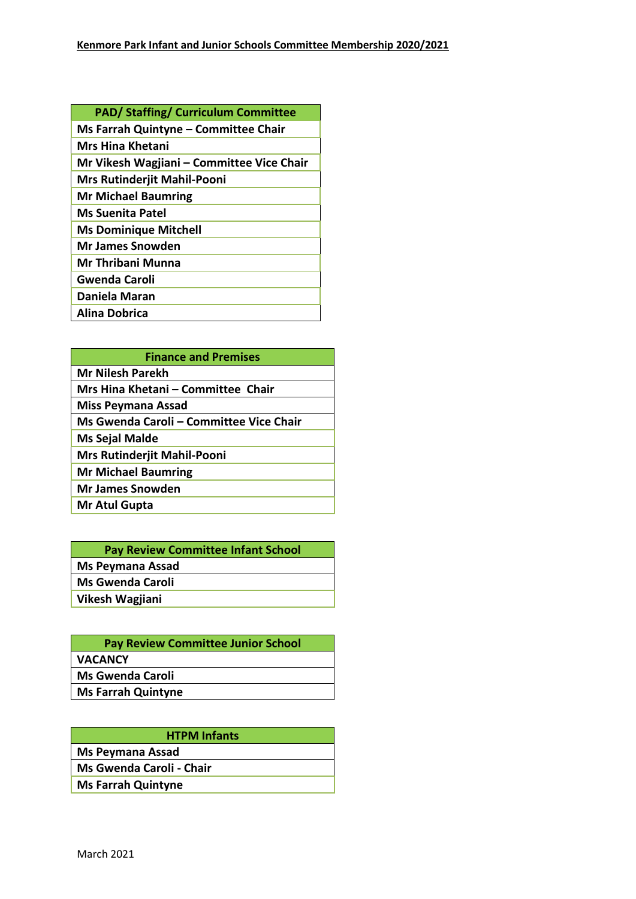# Kenmore Park Infant and Junior Schools Committee Membership 2020/2021

| PAD/ Staffing/ Curriculum Committee |
| --- |
| Ms Farrah Quintyne – Committee Chair |
| Mrs Hina Khetani |
| Mr Vikesh Wagjiani – Committee Vice Chair |
| Mrs Rutinderjit Mahil-Pooni |
| Mr Michael Baumring |
| Ms Suenita Patel |
| Ms Dominique Mitchell |
| Mr James Snowden |
| Mr Thribani Munna |
| Gwenda Caroli |
| Daniela Maran |
| Alina Dobrica |

| Finance and Premises |
| --- |
| Mr Nilesh Parekh |
| Mrs Hina Khetani – Committee Chair |
| Miss Peymana Assad |
| Ms Gwenda Caroli – Committee Vice Chair |
| Ms Sejal Malde |
| Mrs Rutinderjit Mahil-Pooni |
| Mr Michael Baumring |
| Mr James Snowden |
| Mr Atul Gupta |

| Pay Review Committee Infant School |
| --- |
| Ms Peymana Assad |
| Ms Gwenda Caroli |
| Vikesh Wagjiani |

| Pay Review Committee Junior School |
| --- |
| VACANCY |
| Ms Gwenda Caroli |
| Ms Farrah Quintyne |

| HTPM Infants |
| --- |
| Ms Peymana Assad |
| Ms Gwenda Caroli - Chair |
| Ms Farrah Quintyne |

March 2021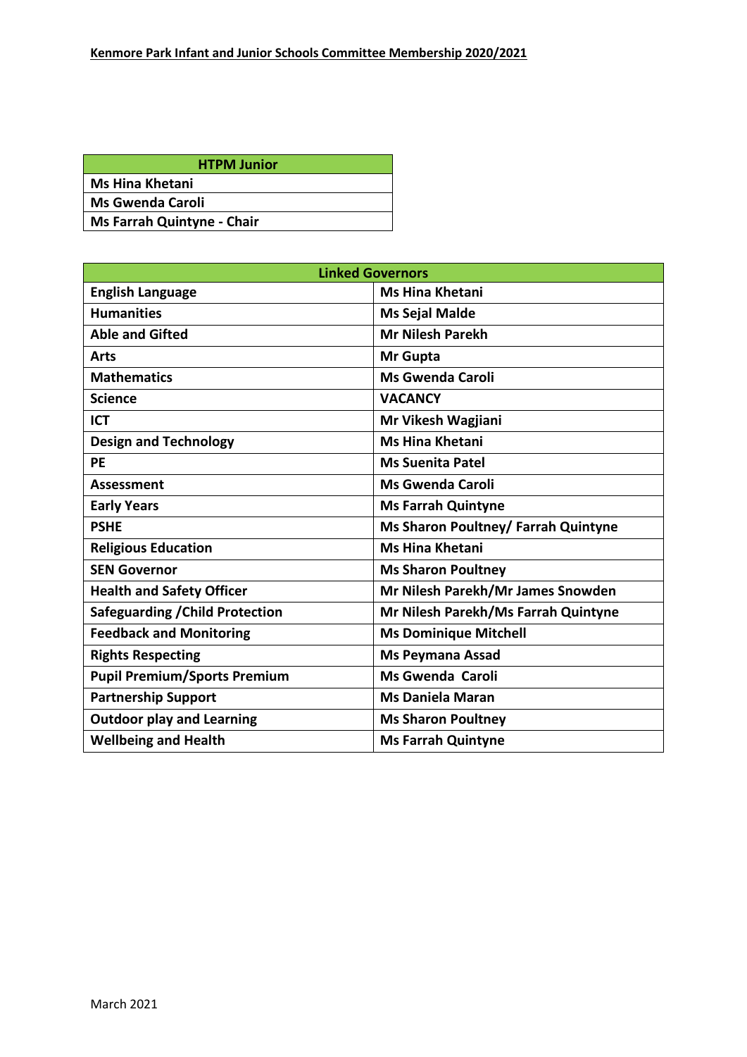**Kenmore Park Infant and Junior Schools Committee Membership 2020/2021**

| HTPM Junior |
|---|
| Ms Hina Khetani |
| Ms Gwenda Caroli |
| Ms Farrah Quintyne - Chair |

| Linked Governors | |
|---|---|
| English Language | Ms Hina Khetani |
| Humanities | Ms Sejal Malde |
| Able and Gifted | Mr Nilesh Parekh |
| Arts | Mr Gupta |
| Mathematics | Ms Gwenda Caroli |
| Science | VACANCY |
| ICT | Mr Vikesh Wagjiani |
| Design and Technology | Ms Hina Khetani |
| PE | Ms Suenita Patel |
| Assessment | Ms Gwenda Caroli |
| Early Years | Ms Farrah Quintyne |
| PSHE | Ms Sharon Poultney/ Farrah Quintyne |
| Religious Education | Ms Hina Khetani |
| SEN Governor | Ms Sharon Poultney |
| Health and Safety Officer | Mr Nilesh Parekh/Mr James Snowden |
| Safeguarding /Child Protection | Mr Nilesh Parekh/Ms Farrah Quintyne |
| Feedback and Monitoring | Ms Dominique Mitchell |
| Rights Respecting | Ms Peymana Assad |
| Pupil Premium/Sports Premium | Ms Gwenda Caroli |
| Partnership Support | Ms Daniela Maran |
| Outdoor play and Learning | Ms Sharon Poultney |
| Wellbeing and Health | Ms Farrah Quintyne |

March 2021